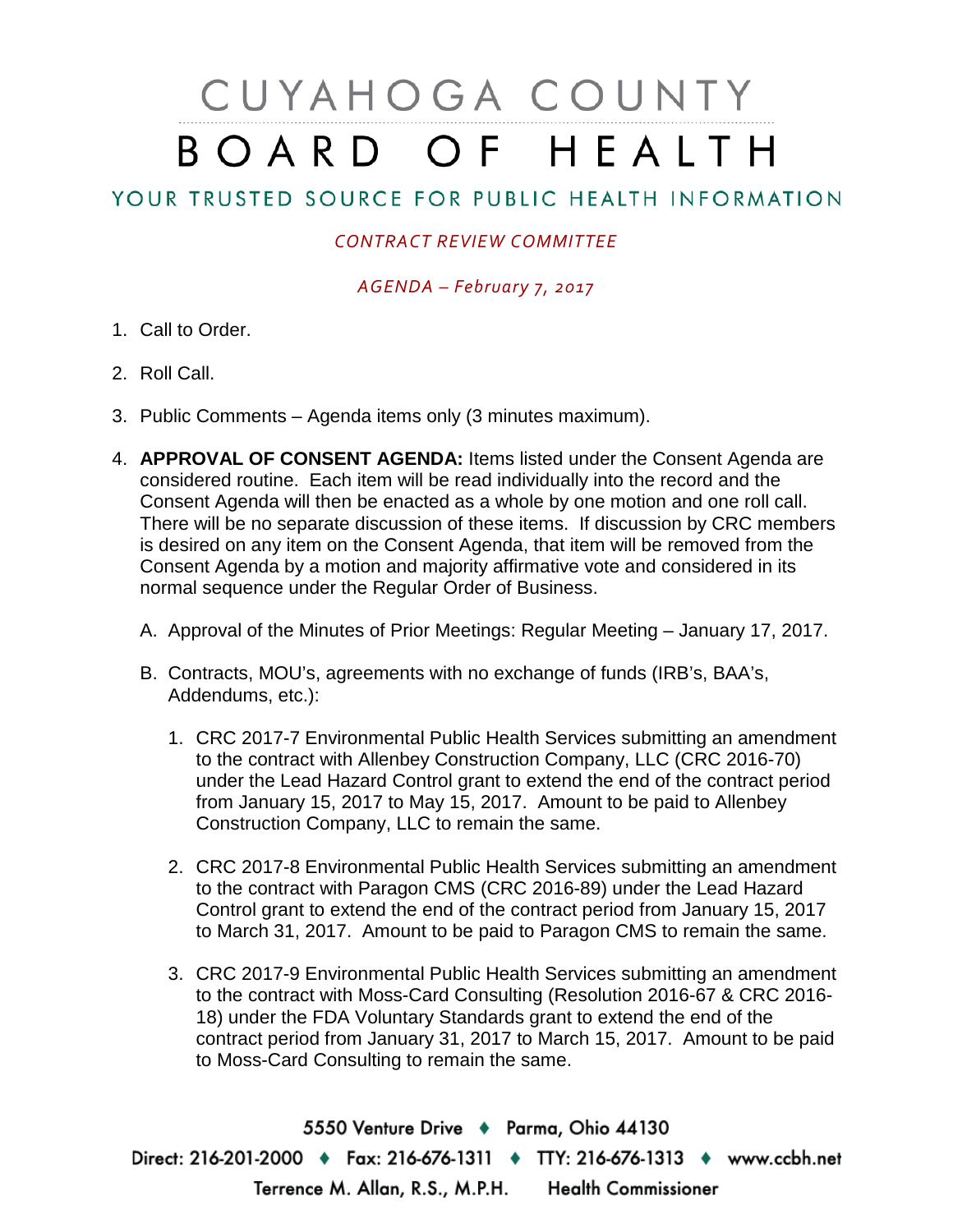# CUYAHOGA COUNTY BOARD OF HEALTH

## YOUR TRUSTED SOURCE FOR PUBLIC HEALTH INFORMATION

*CONTRACT REVIEW COMMITTEE*

*AGENDA – February 7, 2017*

1. Call to Order.

2. Roll Call.

3. Public Comments – Agenda items only (3 minutes maximum).

4. **APPROVAL OF CONSENT AGENDA:** Items listed under the Consent Agenda are considered routine. Each item will be read individually into the record and the Consent Agenda will then be enacted as a whole by one motion and one roll call. There will be no separate discussion of these items. If discussion by CRC members is desired on any item on the Consent Agenda, that item will be removed from the Consent Agenda by a motion and majority affirmative vote and considered in its normal sequence under the Regular Order of Business.

   A. Approval of the Minutes of Prior Meetings: Regular Meeting – January 17, 2017.

   B. Contracts, MOU's, agreements with no exchange of funds (IRB's, BAA's, Addendums, etc.):

      1. CRC 2017-7 Environmental Public Health Services submitting an amendment to the contract with Allenbey Construction Company, LLC (CRC 2016-70) under the Lead Hazard Control grant to extend the end of the contract period from January 15, 2017 to May 15, 2017. Amount to be paid to Allenbey Construction Company, LLC to remain the same.

      2. CRC 2017-8 Environmental Public Health Services submitting an amendment to the contract with Paragon CMS (CRC 2016-89) under the Lead Hazard Control grant to extend the end of the contract period from January 15, 2017 to March 31, 2017. Amount to be paid to Paragon CMS to remain the same.

      3. CRC 2017-9 Environmental Public Health Services submitting an amendment to the contract with Moss-Card Consulting (Resolution 2016-67 & CRC 2016-18) under the FDA Voluntary Standards grant to extend the end of the contract period from January 31, 2017 to March 15, 2017. Amount to be paid to Moss-Card Consulting to remain the same.

5550 Venture Drive ♦ Parma, Ohio 44130
Direct: 216-201-2000 ♦ Fax: 216-676-1311 ♦ TTY: 216-676-1313 ♦ www.ccbh.net
Terrence M. Allan, R.S., M.P.H. Health Commissioner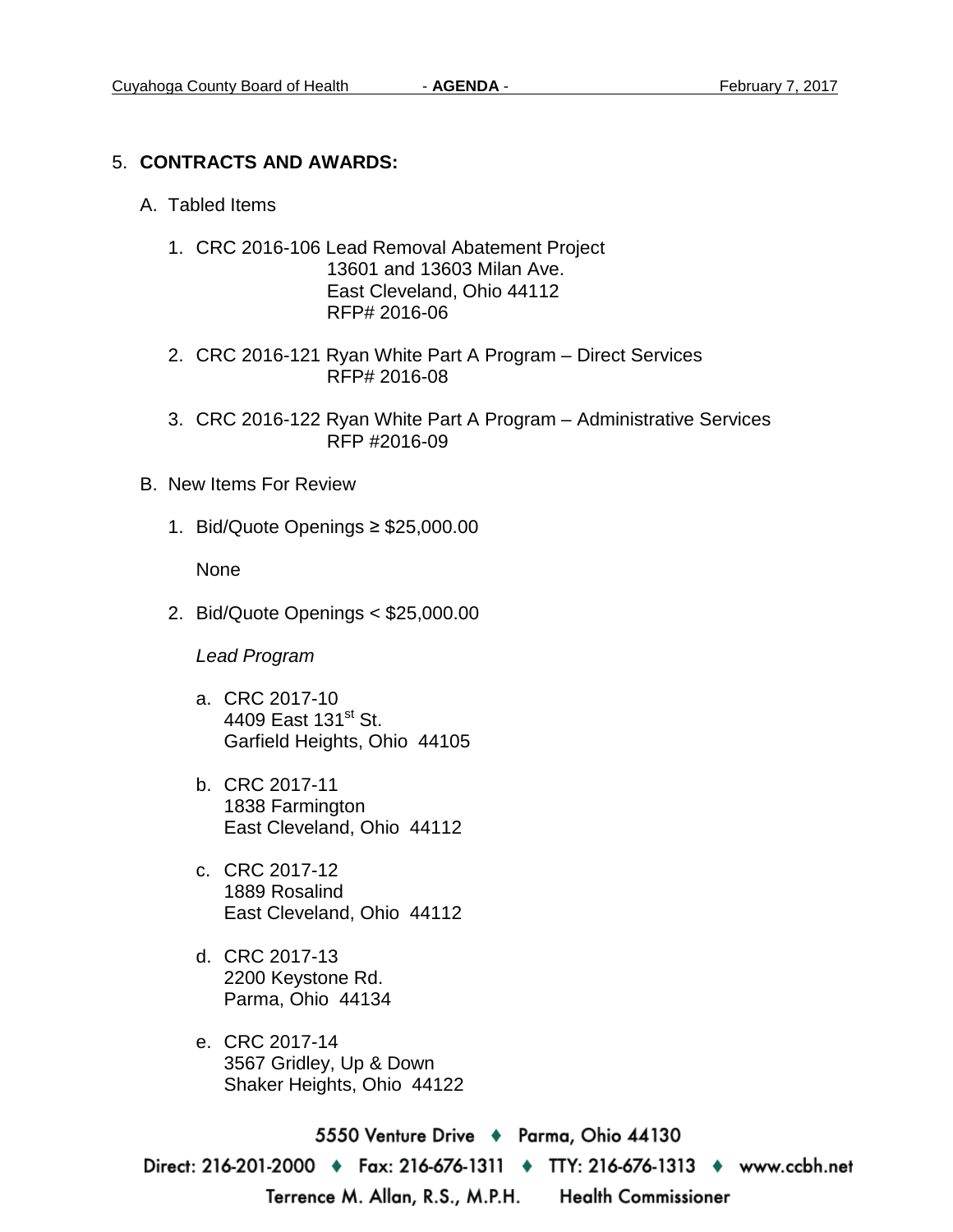5. **CONTRACTS AND AWARDS:**

   A. Tabled Items

      1. CRC 2016-106 Lead Removal Abatement Project
         13601 and 13603 Milan Ave.
         East Cleveland, Ohio 44112
         RFP# 2016-06

      2. CRC 2016-121 Ryan White Part A Program – Direct Services
         RFP# 2016-08

      3. CRC 2016-122 Ryan White Part A Program – Administrative Services
         RFP #2016-09

   B. New Items For Review

      1. Bid/Quote Openings ≥ $25,000.00

         None

      2. Bid/Quote Openings < $25,000.00

         *Lead Program*

         a. CRC 2017-10
            4409 East 131st St.
            Garfield Heights, Ohio 44105

         b. CRC 2017-11
            1838 Farmington
            East Cleveland, Ohio 44112

         c. CRC 2017-12
            1889 Rosalind
            East Cleveland, Ohio 44112

         d. CRC 2017-13
            2200 Keystone Rd.
            Parma, Ohio 44134

         e. CRC 2017-14
            3567 Gridley, Up & Down
            Shaker Heights, Ohio 44122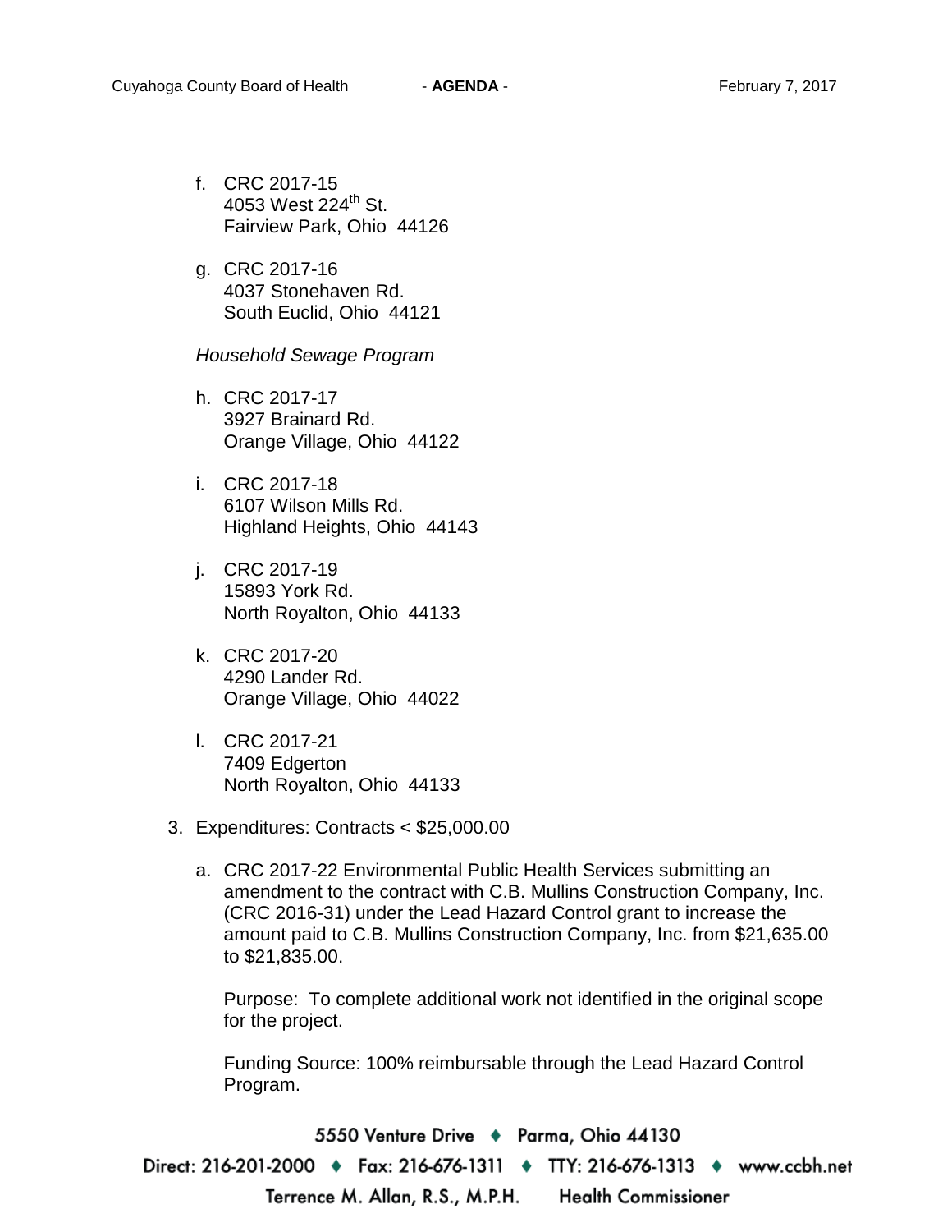f. CRC 2017-15
   4053 West 224th St.
   Fairview Park, Ohio 44126

g. CRC 2017-16
   4037 Stonehaven Rd.
   South Euclid, Ohio 44121

*Household Sewage Program*

h. CRC 2017-17
   3927 Brainard Rd.
   Orange Village, Ohio 44122

i. CRC 2017-18
   6107 Wilson Mills Rd.
   Highland Heights, Ohio 44143

j. CRC 2017-19
   15893 York Rd.
   North Royalton, Ohio 44133

k. CRC 2017-20
   4290 Lander Rd.
   Orange Village, Ohio 44022

l. CRC 2017-21
   7409 Edgerton
   North Royalton, Ohio 44133

3. Expenditures: Contracts < $25,000.00

   a. CRC 2017-22 Environmental Public Health Services submitting an amendment to the contract with C.B. Mullins Construction Company, Inc. (CRC 2016-31) under the Lead Hazard Control grant to increase the amount paid to C.B. Mullins Construction Company, Inc. from $21,635.00 to $21,835.00.

      Purpose: To complete additional work not identified in the original scope for the project.

      Funding Source: 100% reimbursable through the Lead Hazard Control Program.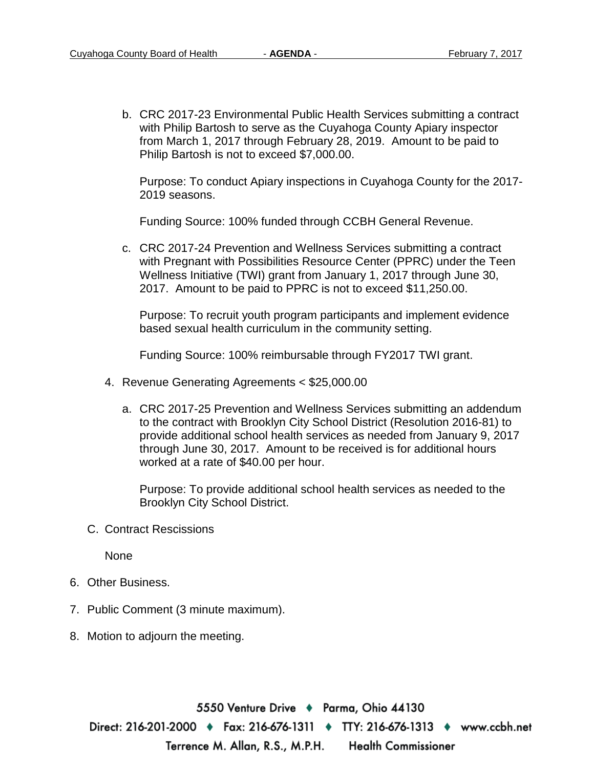b. CRC 2017-23 Environmental Public Health Services submitting a contract with Philip Bartosh to serve as the Cuyahoga County Apiary inspector from March 1, 2017 through February 28, 2019. Amount to be paid to Philip Bartosh is not to exceed $7,000.00.

   Purpose: To conduct Apiary inspections in Cuyahoga County for the 2017-2019 seasons.

   Funding Source: 100% funded through CCBH General Revenue.

c. CRC 2017-24 Prevention and Wellness Services submitting a contract with Pregnant with Possibilities Resource Center (PPRC) under the Teen Wellness Initiative (TWI) grant from January 1, 2017 through June 30, 2017. Amount to be paid to PPRC is not to exceed $11,250.00.

   Purpose: To recruit youth program participants and implement evidence based sexual health curriculum in the community setting.

   Funding Source: 100% reimbursable through FY2017 TWI grant.

4. Revenue Generating Agreements < $25,000.00

   a. CRC 2017-25 Prevention and Wellness Services submitting an addendum to the contract with Brooklyn City School District (Resolution 2016-81) to provide additional school health services as needed from January 9, 2017 through June 30, 2017. Amount to be received is for additional hours worked at a rate of $40.00 per hour.

      Purpose: To provide additional school health services as needed to the Brooklyn City School District.

C. Contract Rescissions

   None

6. Other Business.
7. Public Comment (3 minute maximum).
8. Motion to adjourn the meeting.